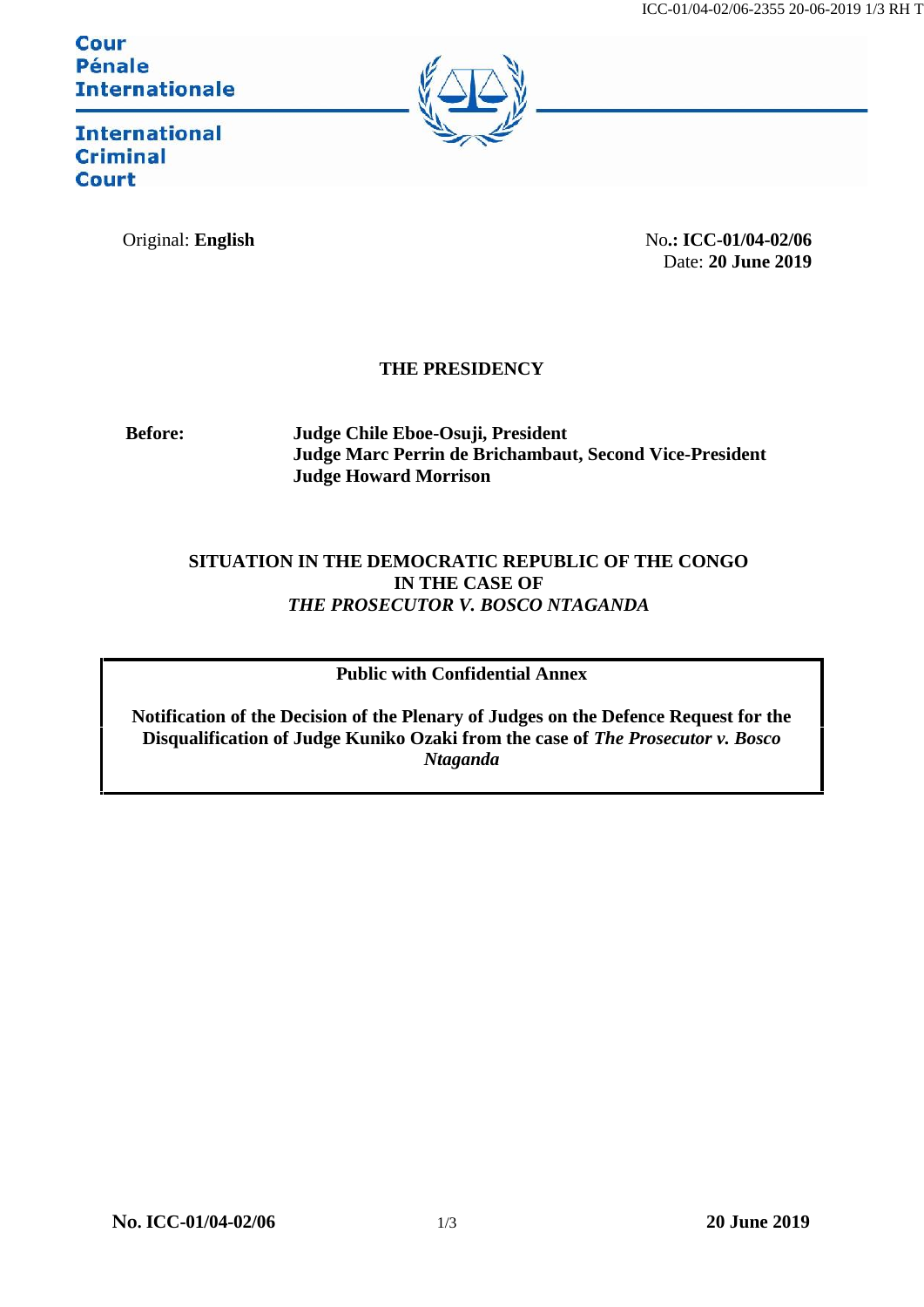Cour
Pénale
Internationale

International
Criminal
Court

Original: **English**

No.: **ICC-01/04-02/06**
Date: **20 June 2019**

**THE PRESIDENCY**

**Before:** **Judge Chile Eboe-Osuji, President**
**Judge Marc Perrin de Brichambaut, Second Vice-President**
**Judge Howard Morrison**

**SITUATION IN THE DEMOCRATIC REPUBLIC OF THE CONGO**
**IN THE CASE OF**
***THE PROSECUTOR V. BOSCO NTAGANDA***

**Public with Confidential Annex**

**Notification of the Decision of the Plenary of Judges on the Defence Request for the Disqualification of Judge Kuniko Ozaki from the case of *The Prosecutor v. Bosco Ntaganda***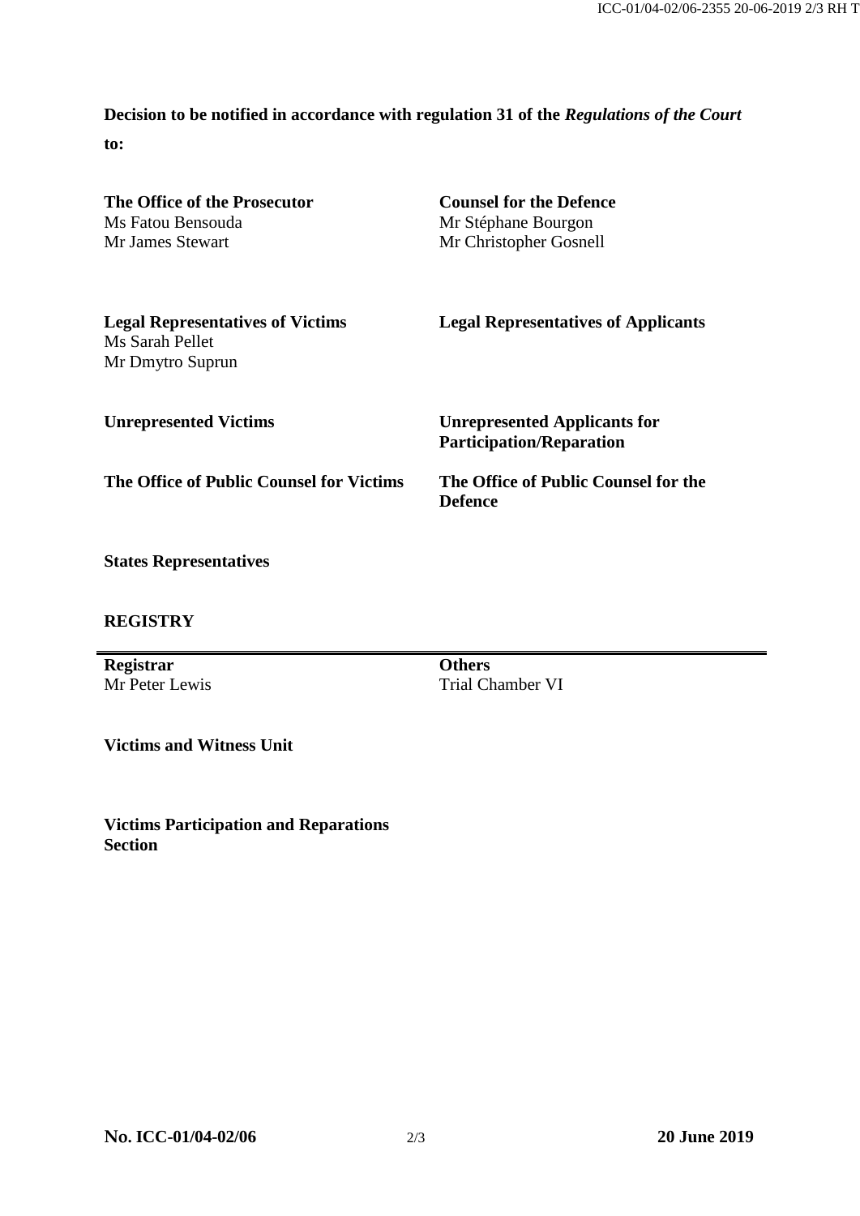**Decision to be notified in accordance with regulation 31 of the *Regulations of the Court* to:**

| | |
|---|---|
| **The Office of the Prosecutor**<br>Ms Fatou Bensouda<br>Mr James Stewart | **Counsel for the Defence**<br>Mr Stéphane Bourgon<br>Mr Christopher Gosnell |
| **Legal Representatives of Victims**<br>Ms Sarah Pellet<br>Mr Dmytro Suprun | **Legal Representatives of Applicants** |
| **Unrepresented Victims** | **Unrepresented Applicants for Participation/Reparation** |
| **The Office of Public Counsel for Victims** | **The Office of Public Counsel for the Defence** |
| **States Representatives** | |

**REGISTRY**

| | |
|---|---|
| **Registrar**<br>Mr Peter Lewis | **Others**<br>Trial Chamber VI |
| **Victims and Witness Unit** | |
| **Victims Participation and Reparations Section** | |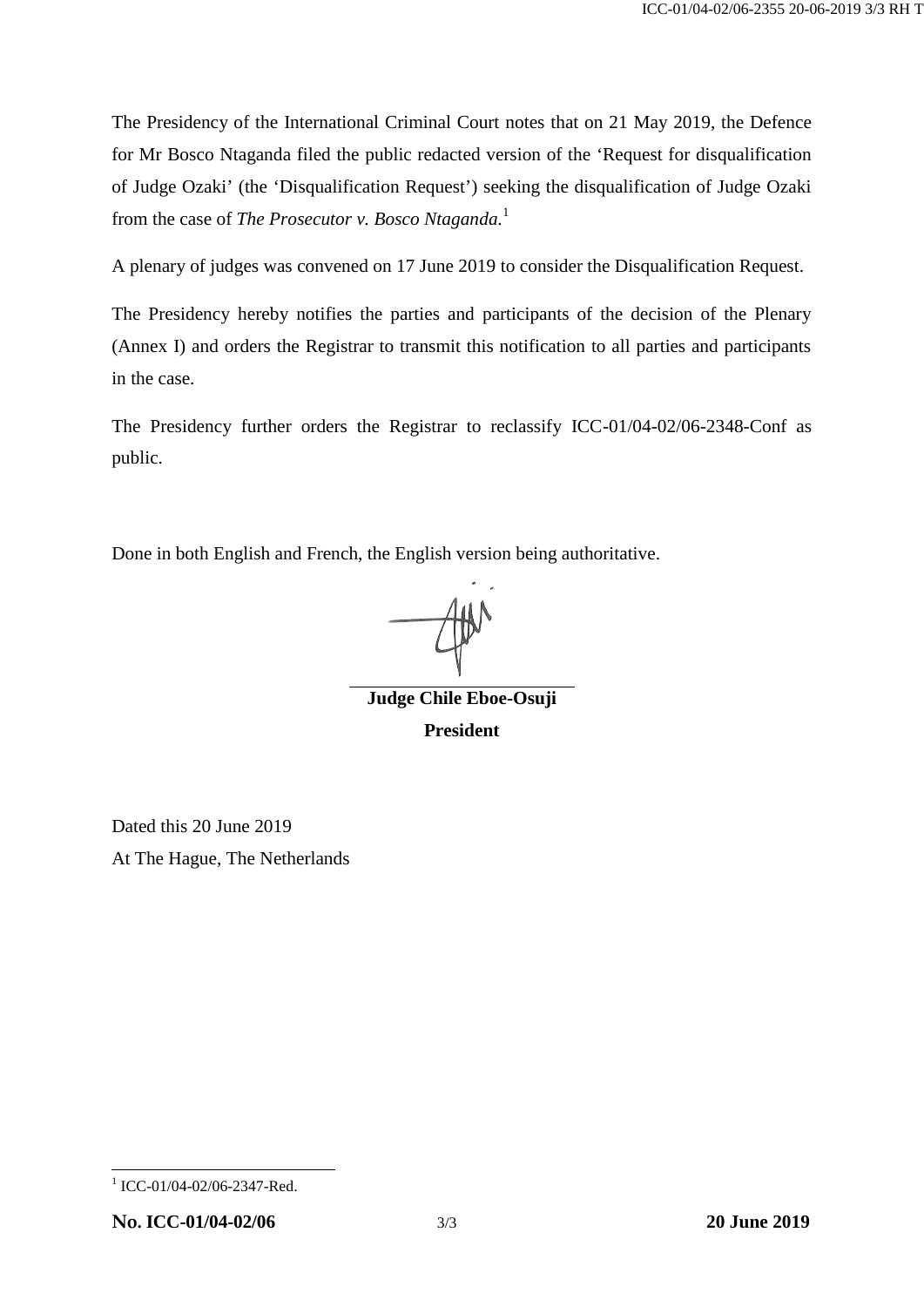The Presidency of the International Criminal Court notes that on 21 May 2019, the Defence for Mr Bosco Ntaganda filed the public redacted version of the 'Request for disqualification of Judge Ozaki' (the 'Disqualification Request') seeking the disqualification of Judge Ozaki from the case of *The Prosecutor v. Bosco Ntaganda*.[1]

A plenary of judges was convened on 17 June 2019 to consider the Disqualification Request.

The Presidency hereby notifies the parties and participants of the decision of the Plenary (Annex I) and orders the Registrar to transmit this notification to all parties and participants in the case.

The Presidency further orders the Registrar to reclassify ICC-01/04-02/06-2348-Conf as public.

Done in both English and French, the English version being authoritative.

**Judge Chile Eboe-Osuji**

**President**

Dated this 20 June 2019

At The Hague, The Netherlands

[1] ICC-01/04-02/06-2347-Red.